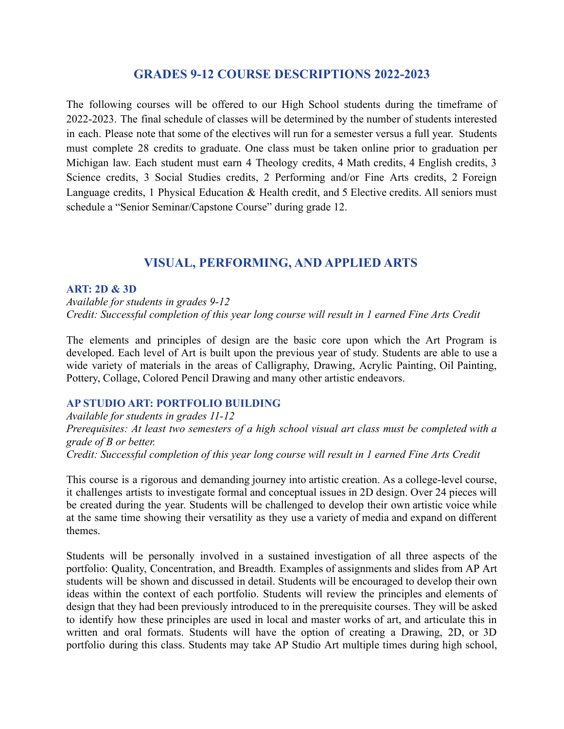# GRADES 9-12 COURSE DESCRIPTIONS 2022-2023

The following courses will be offered to our High School students during the timeframe of 2022-2023. The final schedule of classes will be determined by the number of students interested in each. Please note that some of the electives will run for a semester versus a full year. Students must complete 28 credits to graduate. One class must be taken online prior to graduation per Michigan law. Each student must earn 4 Theology credits, 4 Math credits, 4 English credits, 3 Science credits, 3 Social Studies credits, 2 Performing and/or Fine Arts credits, 2 Foreign Language credits, 1 Physical Education & Health credit, and 5 Elective credits. All seniors must schedule a "Senior Seminar/Capstone Course" during grade 12.

## VISUAL, PERFORMING, AND APPLIED ARTS

### ART: 2D & 3D

*Available for students in grades 9-12*
*Credit: Successful completion of this year long course will result in 1 earned Fine Arts Credit*

The elements and principles of design are the basic core upon which the Art Program is developed. Each level of Art is built upon the previous year of study. Students are able to use a wide variety of materials in the areas of Calligraphy, Drawing, Acrylic Painting, Oil Painting, Pottery, Collage, Colored Pencil Drawing and many other artistic endeavors.

### AP STUDIO ART: PORTFOLIO BUILDING

*Available for students in grades 11-12*
*Prerequisites: At least two semesters of a high school visual art class must be completed with a grade of B or better.*
*Credit: Successful completion of this year long course will result in 1 earned Fine Arts Credit*

This course is a rigorous and demanding journey into artistic creation. As a college-level course, it challenges artists to investigate formal and conceptual issues in 2D design. Over 24 pieces will be created during the year. Students will be challenged to develop their own artistic voice while at the same time showing their versatility as they use a variety of media and expand on different themes.

Students will be personally involved in a sustained investigation of all three aspects of the portfolio: Quality, Concentration, and Breadth. Examples of assignments and slides from AP Art students will be shown and discussed in detail. Students will be encouraged to develop their own ideas within the context of each portfolio. Students will review the principles and elements of design that they had been previously introduced to in the prerequisite courses. They will be asked to identify how these principles are used in local and master works of art, and articulate this in written and oral formats. Students will have the option of creating a Drawing, 2D, or 3D portfolio during this class. Students may take AP Studio Art multiple times during high school,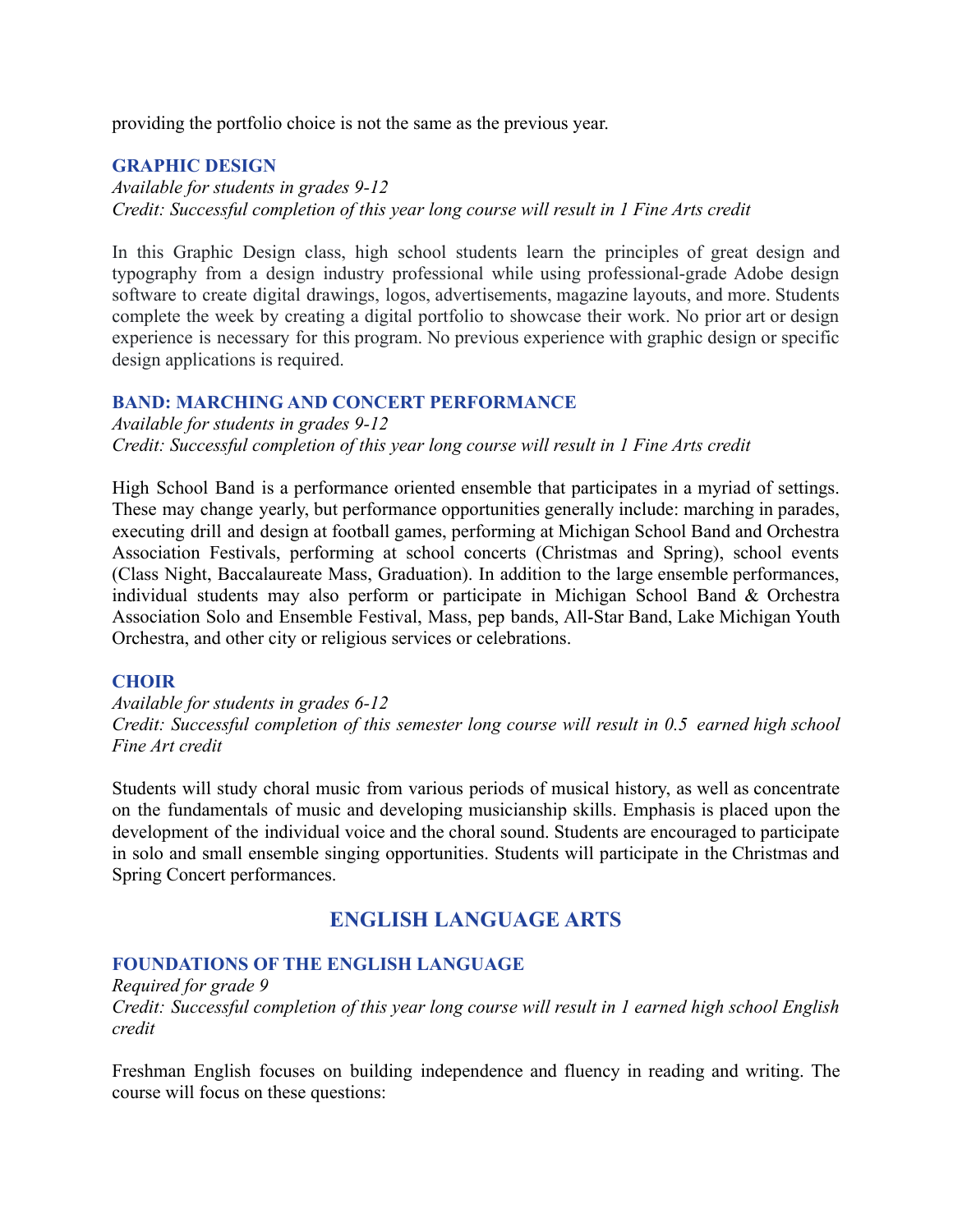providing the portfolio choice is not the same as the previous year.

### GRAPHIC DESIGN

*Available for students in grades 9-12*
*Credit: Successful completion of this year long course will result in 1 Fine Arts credit*

In this Graphic Design class, high school students learn the principles of great design and typography from a design industry professional while using professional-grade Adobe design software to create digital drawings, logos, advertisements, magazine layouts, and more. Students complete the week by creating a digital portfolio to showcase their work. No prior art or design experience is necessary for this program. No previous experience with graphic design or specific design applications is required.

### BAND: MARCHING AND CONCERT PERFORMANCE

*Available for students in grades 9-12*
*Credit: Successful completion of this year long course will result in 1 Fine Arts credit*

High School Band is a performance oriented ensemble that participates in a myriad of settings. These may change yearly, but performance opportunities generally include: marching in parades, executing drill and design at football games, performing at Michigan School Band and Orchestra Association Festivals, performing at school concerts (Christmas and Spring), school events (Class Night, Baccalaureate Mass, Graduation). In addition to the large ensemble performances, individual students may also perform or participate in Michigan School Band & Orchestra Association Solo and Ensemble Festival, Mass, pep bands, All-Star Band, Lake Michigan Youth Orchestra, and other city or religious services or celebrations.

### CHOIR

*Available for students in grades 6-12*
*Credit: Successful completion of this semester long course will result in 0.5 earned high school Fine Art credit*

Students will study choral music from various periods of musical history, as well as concentrate on the fundamentals of music and developing musicianship skills. Emphasis is placed upon the development of the individual voice and the choral sound. Students are encouraged to participate in solo and small ensemble singing opportunities. Students will participate in the Christmas and Spring Concert performances.

## ENGLISH LANGUAGE ARTS

### FOUNDATIONS OF THE ENGLISH LANGUAGE

*Required for grade 9*
*Credit: Successful completion of this year long course will result in 1 earned high school English credit*

Freshman English focuses on building independence and fluency in reading and writing. The course will focus on these questions: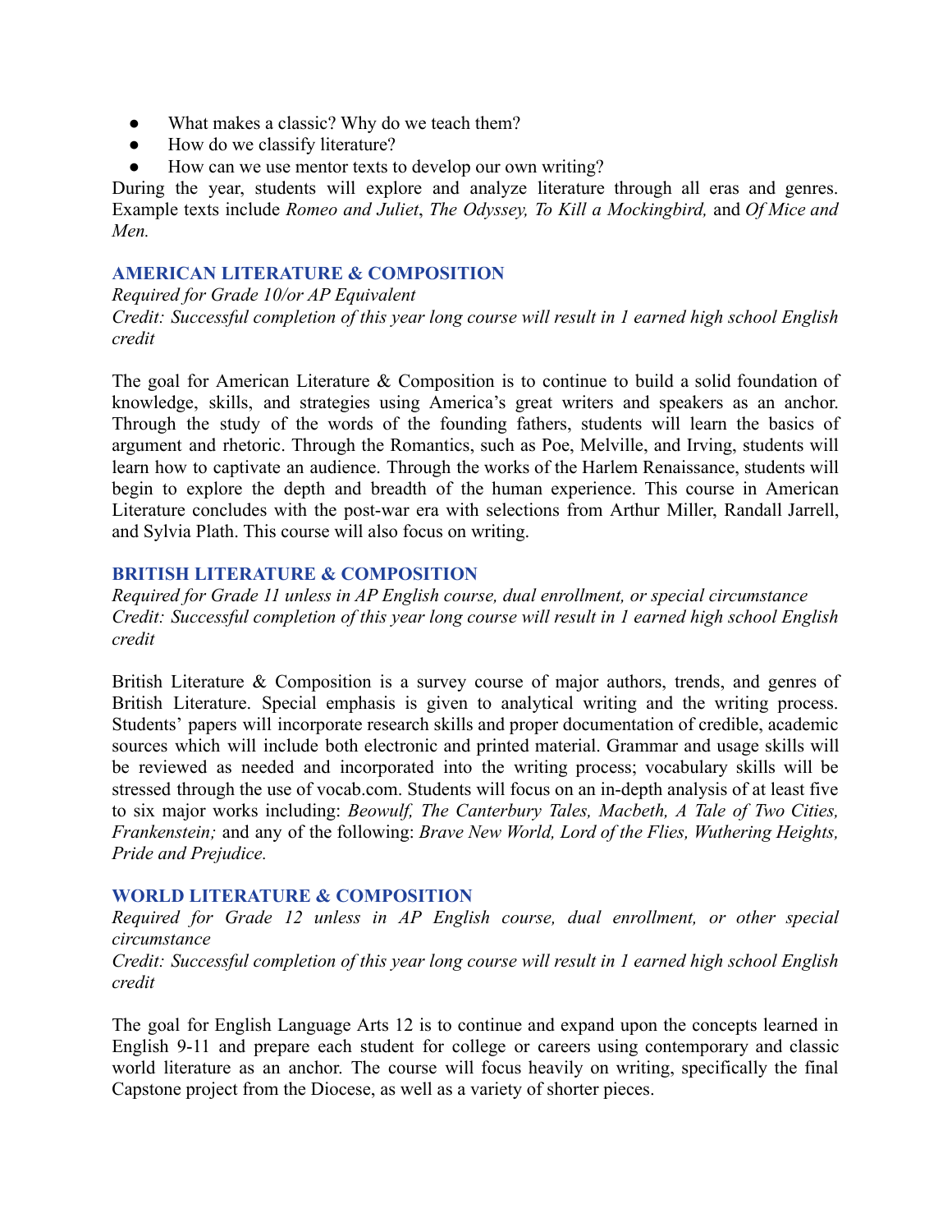- What makes a classic? Why do we teach them?
- How do we classify literature?
- How can we use mentor texts to develop our own writing?

During the year, students will explore and analyze literature through all eras and genres. Example texts include *Romeo and Juliet*, *The Odyssey, To Kill a Mockingbird,* and *Of Mice and Men.*

## AMERICAN LITERATURE & COMPOSITION

*Required for Grade 10/or AP Equivalent*
*Credit: Successful completion of this year long course will result in 1 earned high school English credit*

The goal for American Literature & Composition is to continue to build a solid foundation of knowledge, skills, and strategies using America's great writers and speakers as an anchor. Through the study of the words of the founding fathers, students will learn the basics of argument and rhetoric. Through the Romantics, such as Poe, Melville, and Irving, students will learn how to captivate an audience. Through the works of the Harlem Renaissance, students will begin to explore the depth and breadth of the human experience. This course in American Literature concludes with the post-war era with selections from Arthur Miller, Randall Jarrell, and Sylvia Plath. This course will also focus on writing.

## BRITISH LITERATURE & COMPOSITION

*Required for Grade 11 unless in AP English course, dual enrollment, or special circumstance*
*Credit: Successful completion of this year long course will result in 1 earned high school English credit*

British Literature & Composition is a survey course of major authors, trends, and genres of British Literature. Special emphasis is given to analytical writing and the writing process. Students' papers will incorporate research skills and proper documentation of credible, academic sources which will include both electronic and printed material. Grammar and usage skills will be reviewed as needed and incorporated into the writing process; vocabulary skills will be stressed through the use of vocab.com. Students will focus on an in-depth analysis of at least five to six major works including: *Beowulf, The Canterbury Tales, Macbeth, A Tale of Two Cities, Frankenstein;* and any of the following: *Brave New World, Lord of the Flies, Wuthering Heights, Pride and Prejudice.*

## WORLD LITERATURE & COMPOSITION

*Required for Grade 12 unless in AP English course, dual enrollment, or other special circumstance*
*Credit: Successful completion of this year long course will result in 1 earned high school English credit*

The goal for English Language Arts 12 is to continue and expand upon the concepts learned in English 9-11 and prepare each student for college or careers using contemporary and classic world literature as an anchor. The course will focus heavily on writing, specifically the final Capstone project from the Diocese, as well as a variety of shorter pieces.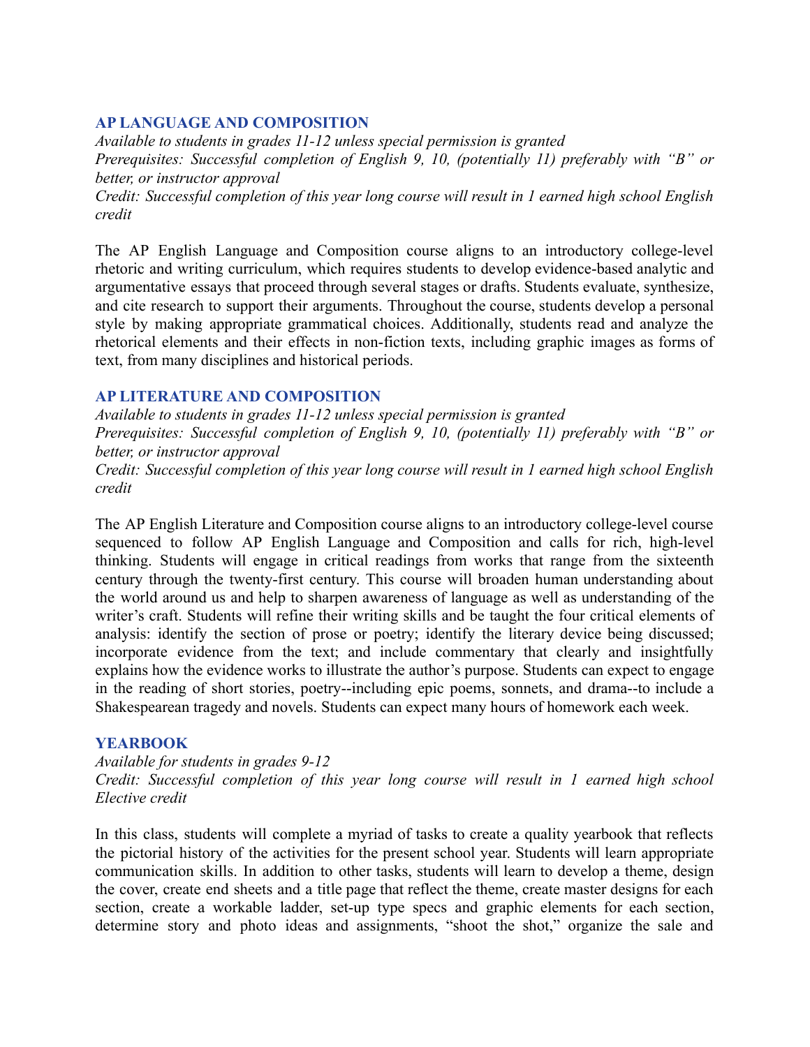## AP LANGUAGE AND COMPOSITION

*Available to students in grades 11-12 unless special permission is granted*
*Prerequisites: Successful completion of English 9, 10, (potentially 11) preferably with "B" or better, or instructor approval*
*Credit: Successful completion of this year long course will result in 1 earned high school English credit*

The AP English Language and Composition course aligns to an introductory college-level rhetoric and writing curriculum, which requires students to develop evidence-based analytic and argumentative essays that proceed through several stages or drafts. Students evaluate, synthesize, and cite research to support their arguments. Throughout the course, students develop a personal style by making appropriate grammatical choices. Additionally, students read and analyze the rhetorical elements and their effects in non-fiction texts, including graphic images as forms of text, from many disciplines and historical periods.

## AP LITERATURE AND COMPOSITION

*Available to students in grades 11-12 unless special permission is granted*
*Prerequisites: Successful completion of English 9, 10, (potentially 11) preferably with "B" or better, or instructor approval*
*Credit: Successful completion of this year long course will result in 1 earned high school English credit*

The AP English Literature and Composition course aligns to an introductory college-level course sequenced to follow AP English Language and Composition and calls for rich, high-level thinking. Students will engage in critical readings from works that range from the sixteenth century through the twenty-first century. This course will broaden human understanding about the world around us and help to sharpen awareness of language as well as understanding of the writer's craft. Students will refine their writing skills and be taught the four critical elements of analysis: identify the section of prose or poetry; identify the literary device being discussed; incorporate evidence from the text; and include commentary that clearly and insightfully explains how the evidence works to illustrate the author's purpose. Students can expect to engage in the reading of short stories, poetry--including epic poems, sonnets, and drama--to include a Shakespearean tragedy and novels. Students can expect many hours of homework each week.

## YEARBOOK

*Available for students in grades 9-12*
*Credit: Successful completion of this year long course will result in 1 earned high school Elective credit*

In this class, students will complete a myriad of tasks to create a quality yearbook that reflects the pictorial history of the activities for the present school year. Students will learn appropriate communication skills. In addition to other tasks, students will learn to develop a theme, design the cover, create end sheets and a title page that reflect the theme, create master designs for each section, create a workable ladder, set-up type specs and graphic elements for each section, determine story and photo ideas and assignments, "shoot the shot," organize the sale and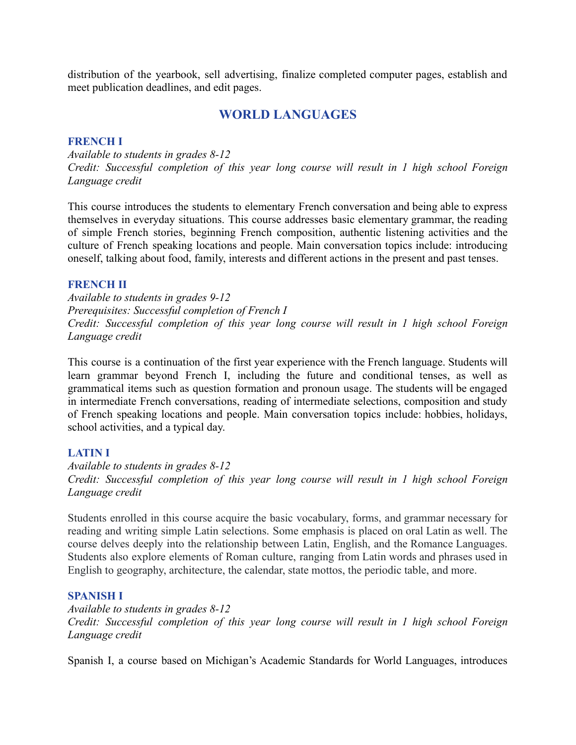distribution of the yearbook, sell advertising, finalize completed computer pages, establish and meet publication deadlines, and edit pages.

## WORLD LANGUAGES

### FRENCH I

*Available to students in grades 8-12*
*Credit: Successful completion of this year long course will result in 1 high school Foreign Language credit*

This course introduces the students to elementary French conversation and being able to express themselves in everyday situations. This course addresses basic elementary grammar, the reading of simple French stories, beginning French composition, authentic listening activities and the culture of French speaking locations and people. Main conversation topics include: introducing oneself, talking about food, family, interests and different actions in the present and past tenses.

### FRENCH II

*Available to students in grades 9-12*
*Prerequisites: Successful completion of French I*
*Credit: Successful completion of this year long course will result in 1 high school Foreign Language credit*

This course is a continuation of the first year experience with the French language. Students will learn grammar beyond French I, including the future and conditional tenses, as well as grammatical items such as question formation and pronoun usage. The students will be engaged in intermediate French conversations, reading of intermediate selections, composition and study of French speaking locations and people. Main conversation topics include: hobbies, holidays, school activities, and a typical day.

### LATIN I

*Available to students in grades 8-12*
*Credit: Successful completion of this year long course will result in 1 high school Foreign Language credit*

Students enrolled in this course acquire the basic vocabulary, forms, and grammar necessary for reading and writing simple Latin selections. Some emphasis is placed on oral Latin as well. The course delves deeply into the relationship between Latin, English, and the Romance Languages. Students also explore elements of Roman culture, ranging from Latin words and phrases used in English to geography, architecture, the calendar, state mottos, the periodic table, and more.

### SPANISH I

*Available to students in grades 8-12*
*Credit: Successful completion of this year long course will result in 1 high school Foreign Language credit*

Spanish I, a course based on Michigan's Academic Standards for World Languages, introduces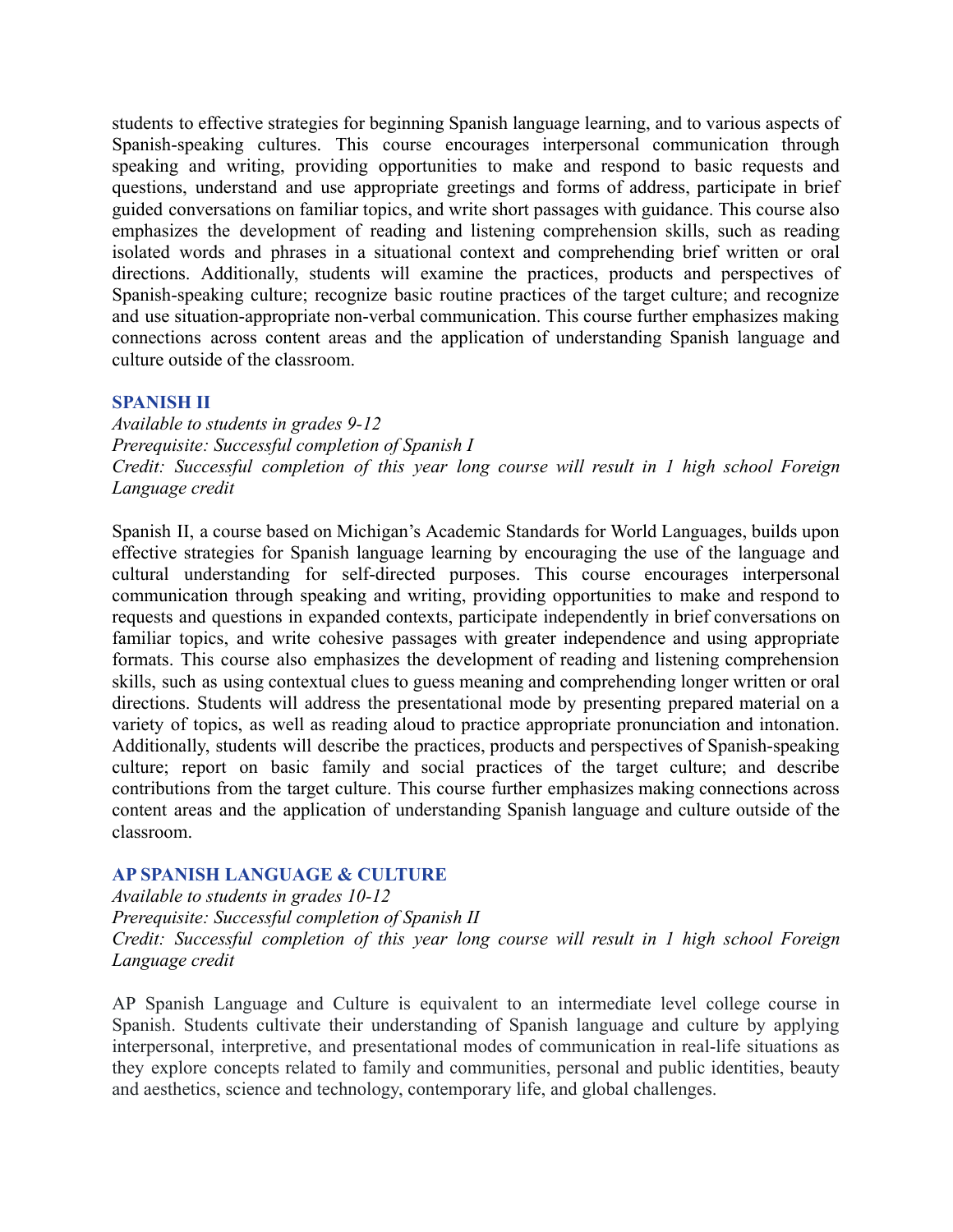students to effective strategies for beginning Spanish language learning, and to various aspects of Spanish-speaking cultures. This course encourages interpersonal communication through speaking and writing, providing opportunities to make and respond to basic requests and questions, understand and use appropriate greetings and forms of address, participate in brief guided conversations on familiar topics, and write short passages with guidance. This course also emphasizes the development of reading and listening comprehension skills, such as reading isolated words and phrases in a situational context and comprehending brief written or oral directions. Additionally, students will examine the practices, products and perspectives of Spanish-speaking culture; recognize basic routine practices of the target culture; and recognize and use situation-appropriate non-verbal communication. This course further emphasizes making connections across content areas and the application of understanding Spanish language and culture outside of the classroom.

### SPANISH II

*Available to students in grades 9-12*
*Prerequisite: Successful completion of Spanish I*
*Credit: Successful completion of this year long course will result in 1 high school Foreign Language credit*

Spanish II, a course based on Michigan's Academic Standards for World Languages, builds upon effective strategies for Spanish language learning by encouraging the use of the language and cultural understanding for self-directed purposes. This course encourages interpersonal communication through speaking and writing, providing opportunities to make and respond to requests and questions in expanded contexts, participate independently in brief conversations on familiar topics, and write cohesive passages with greater independence and using appropriate formats. This course also emphasizes the development of reading and listening comprehension skills, such as using contextual clues to guess meaning and comprehending longer written or oral directions. Students will address the presentational mode by presenting prepared material on a variety of topics, as well as reading aloud to practice appropriate pronunciation and intonation. Additionally, students will describe the practices, products and perspectives of Spanish-speaking culture; report on basic family and social practices of the target culture; and describe contributions from the target culture. This course further emphasizes making connections across content areas and the application of understanding Spanish language and culture outside of the classroom.

### AP SPANISH LANGUAGE & CULTURE

*Available to students in grades 10-12*
*Prerequisite: Successful completion of Spanish II*
*Credit: Successful completion of this year long course will result in 1 high school Foreign Language credit*

AP Spanish Language and Culture is equivalent to an intermediate level college course in Spanish. Students cultivate their understanding of Spanish language and culture by applying interpersonal, interpretive, and presentational modes of communication in real-life situations as they explore concepts related to family and communities, personal and public identities, beauty and aesthetics, science and technology, contemporary life, and global challenges.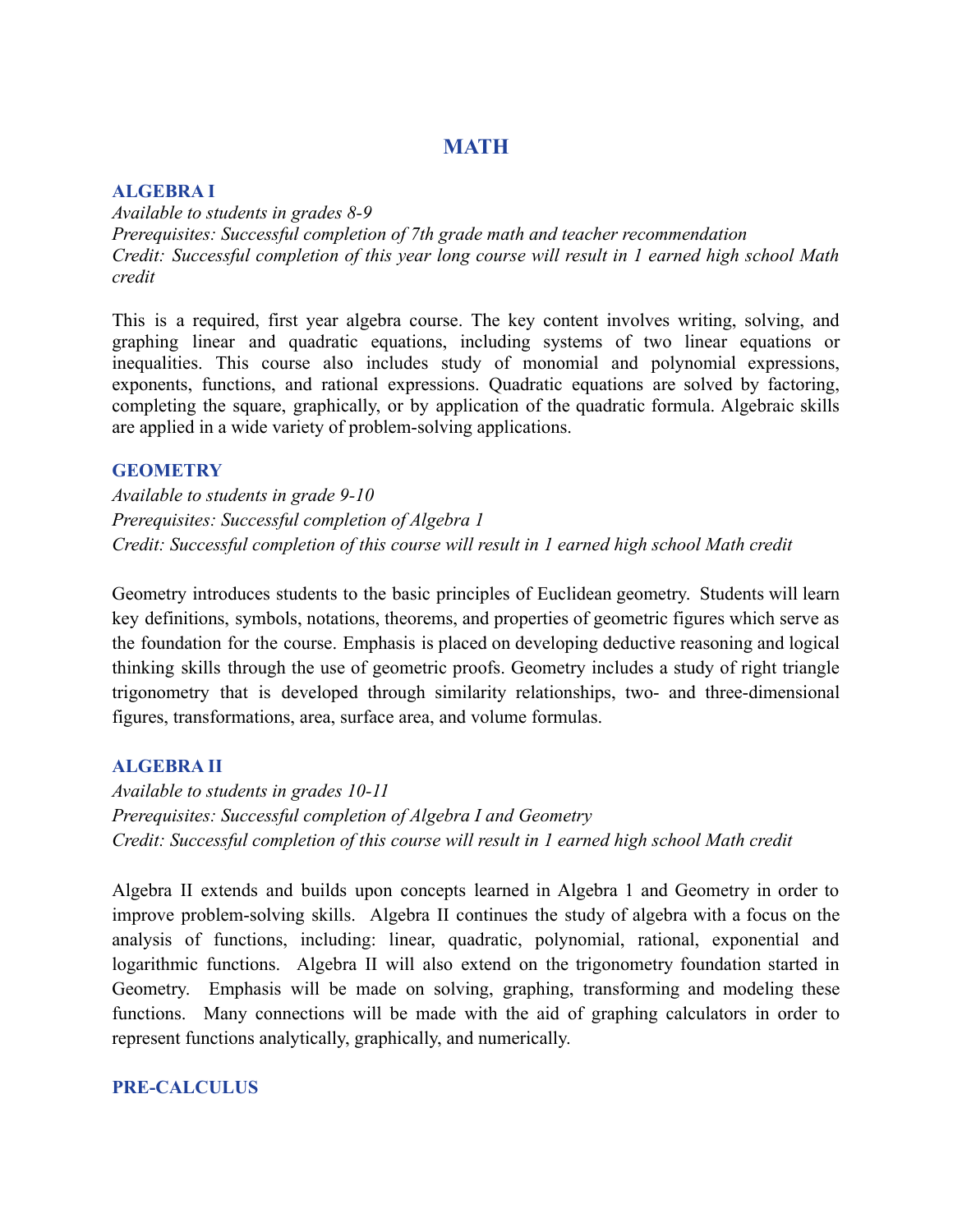# MATH

## ALGEBRA I

*Available to students in grades 8-9*
*Prerequisites: Successful completion of 7th grade math and teacher recommendation*
*Credit: Successful completion of this year long course will result in 1 earned high school Math credit*

This is a required, first year algebra course. The key content involves writing, solving, and graphing linear and quadratic equations, including systems of two linear equations or inequalities. This course also includes study of monomial and polynomial expressions, exponents, functions, and rational expressions. Quadratic equations are solved by factoring, completing the square, graphically, or by application of the quadratic formula. Algebraic skills are applied in a wide variety of problem-solving applications.

## GEOMETRY

*Available to students in grade 9-10*
*Prerequisites: Successful completion of Algebra 1*
*Credit: Successful completion of this course will result in 1 earned high school Math credit*

Geometry introduces students to the basic principles of Euclidean geometry. Students will learn key definitions, symbols, notations, theorems, and properties of geometric figures which serve as the foundation for the course. Emphasis is placed on developing deductive reasoning and logical thinking skills through the use of geometric proofs. Geometry includes a study of right triangle trigonometry that is developed through similarity relationships, two- and three-dimensional figures, transformations, area, surface area, and volume formulas.

## ALGEBRA II

*Available to students in grades 10-11*
*Prerequisites: Successful completion of Algebra I and Geometry*
*Credit: Successful completion of this course will result in 1 earned high school Math credit*

Algebra II extends and builds upon concepts learned in Algebra 1 and Geometry in order to improve problem-solving skills. Algebra II continues the study of algebra with a focus on the analysis of functions, including: linear, quadratic, polynomial, rational, exponential and logarithmic functions. Algebra II will also extend on the trigonometry foundation started in Geometry. Emphasis will be made on solving, graphing, transforming and modeling these functions. Many connections will be made with the aid of graphing calculators in order to represent functions analytically, graphically, and numerically.

## PRE-CALCULUS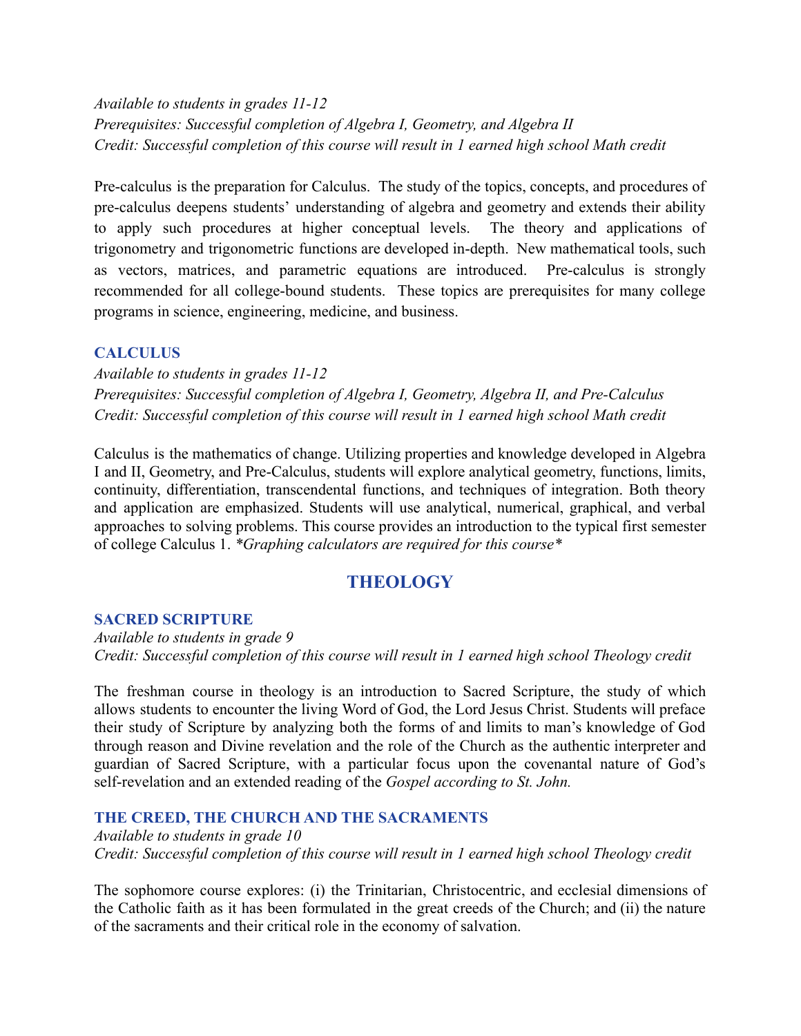*Available to students in grades 11-12*
*Prerequisites: Successful completion of Algebra I, Geometry, and Algebra II*
*Credit: Successful completion of this course will result in 1 earned high school Math credit*

Pre-calculus is the preparation for Calculus. The study of the topics, concepts, and procedures of pre-calculus deepens students' understanding of algebra and geometry and extends their ability to apply such procedures at higher conceptual levels. The theory and applications of trigonometry and trigonometric functions are developed in-depth. New mathematical tools, such as vectors, matrices, and parametric equations are introduced. Pre-calculus is strongly recommended for all college-bound students. These topics are prerequisites for many college programs in science, engineering, medicine, and business.

### CALCULUS

*Available to students in grades 11-12*
*Prerequisites: Successful completion of Algebra I, Geometry, Algebra II, and Pre-Calculus*
*Credit: Successful completion of this course will result in 1 earned high school Math credit*

Calculus is the mathematics of change. Utilizing properties and knowledge developed in Algebra I and II, Geometry, and Pre-Calculus, students will explore analytical geometry, functions, limits, continuity, differentiation, transcendental functions, and techniques of integration. Both theory and application are emphasized. Students will use analytical, numerical, graphical, and verbal approaches to solving problems. This course provides an introduction to the typical first semester of college Calculus 1. *\*Graphing calculators are required for this course\**

## THEOLOGY

### SACRED SCRIPTURE

*Available to students in grade 9*
*Credit: Successful completion of this course will result in 1 earned high school Theology credit*

The freshman course in theology is an introduction to Sacred Scripture, the study of which allows students to encounter the living Word of God, the Lord Jesus Christ. Students will preface their study of Scripture by analyzing both the forms of and limits to man's knowledge of God through reason and Divine revelation and the role of the Church as the authentic interpreter and guardian of Sacred Scripture, with a particular focus upon the covenantal nature of God's self-revelation and an extended reading of the *Gospel according to St. John.*

### THE CREED, THE CHURCH AND THE SACRAMENTS

*Available to students in grade 10*
*Credit: Successful completion of this course will result in 1 earned high school Theology credit*

The sophomore course explores: (i) the Trinitarian, Christocentric, and ecclesial dimensions of the Catholic faith as it has been formulated in the great creeds of the Church; and (ii) the nature of the sacraments and their critical role in the economy of salvation.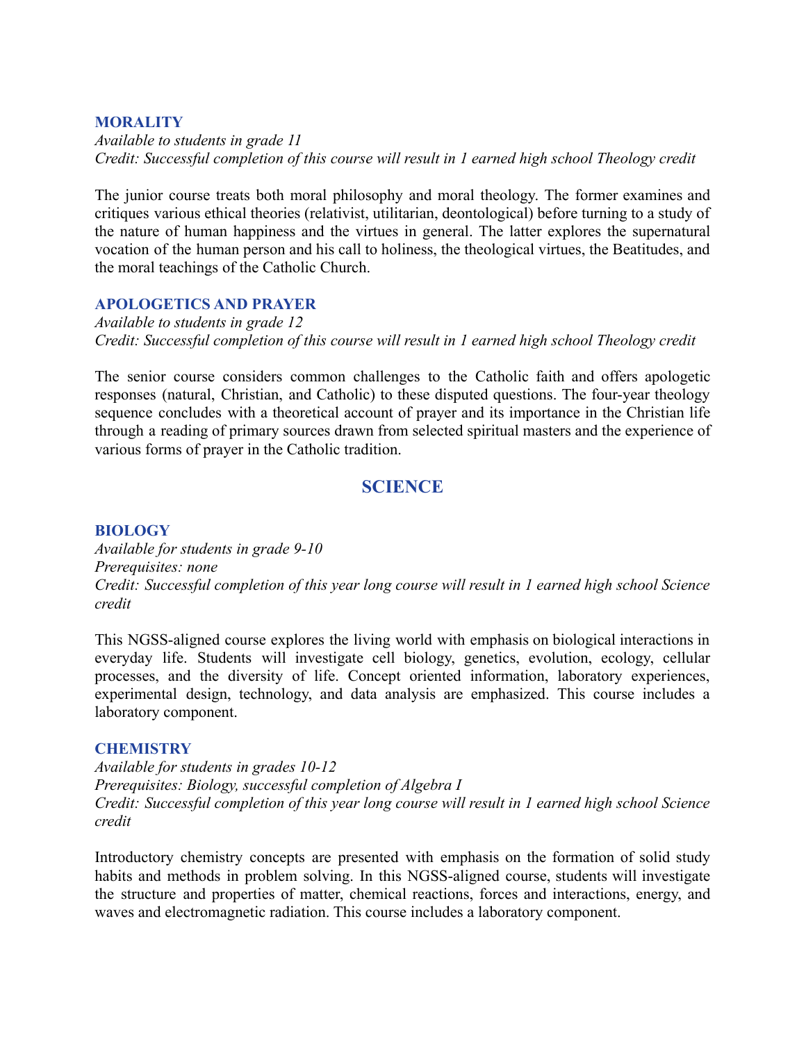### MORALITY

*Available to students in grade 11*
*Credit: Successful completion of this course will result in 1 earned high school Theology credit*

The junior course treats both moral philosophy and moral theology. The former examines and critiques various ethical theories (relativist, utilitarian, deontological) before turning to a study of the nature of human happiness and the virtues in general. The latter explores the supernatural vocation of the human person and his call to holiness, the theological virtues, the Beatitudes, and the moral teachings of the Catholic Church.

### APOLOGETICS AND PRAYER

*Available to students in grade 12*
*Credit: Successful completion of this course will result in 1 earned high school Theology credit*

The senior course considers common challenges to the Catholic faith and offers apologetic responses (natural, Christian, and Catholic) to these disputed questions. The four-year theology sequence concludes with a theoretical account of prayer and its importance in the Christian life through a reading of primary sources drawn from selected spiritual masters and the experience of various forms of prayer in the Catholic tradition.

## SCIENCE

### BIOLOGY

*Available for students in grade 9-10*
*Prerequisites: none*
*Credit: Successful completion of this year long course will result in 1 earned high school Science credit*

This NGSS-aligned course explores the living world with emphasis on biological interactions in everyday life. Students will investigate cell biology, genetics, evolution, ecology, cellular processes, and the diversity of life. Concept oriented information, laboratory experiences, experimental design, technology, and data analysis are emphasized. This course includes a laboratory component.

### CHEMISTRY

*Available for students in grades 10-12*
*Prerequisites: Biology, successful completion of Algebra I*
*Credit: Successful completion of this year long course will result in 1 earned high school Science credit*

Introductory chemistry concepts are presented with emphasis on the formation of solid study habits and methods in problem solving. In this NGSS-aligned course, students will investigate the structure and properties of matter, chemical reactions, forces and interactions, energy, and waves and electromagnetic radiation. This course includes a laboratory component.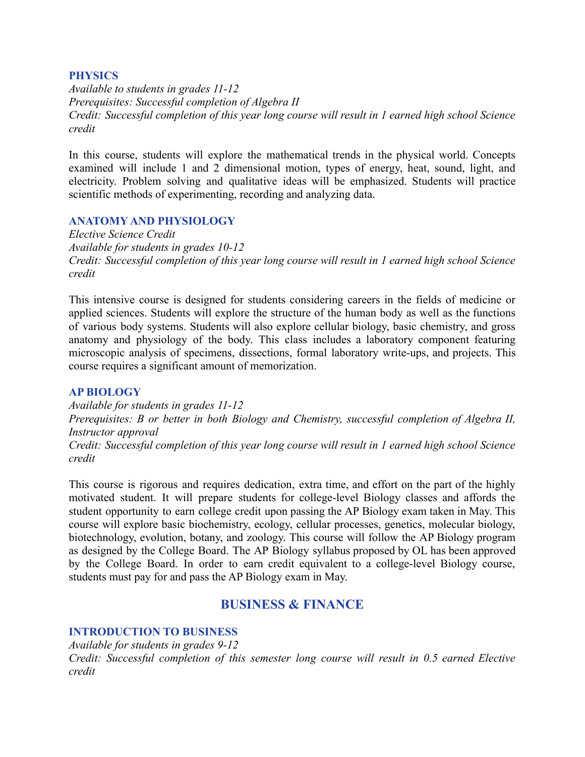### PHYSICS

*Available to students in grades 11-12*
*Prerequisites: Successful completion of Algebra II*
*Credit: Successful completion of this year long course will result in 1 earned high school Science credit*

In this course, students will explore the mathematical trends in the physical world. Concepts examined will include 1 and 2 dimensional motion, types of energy, heat, sound, light, and electricity. Problem solving and qualitative ideas will be emphasized. Students will practice scientific methods of experimenting, recording and analyzing data.

### ANATOMY AND PHYSIOLOGY

*Elective Science Credit*
*Available for students in grades 10-12*
*Credit: Successful completion of this year long course will result in 1 earned high school Science credit*

This intensive course is designed for students considering careers in the fields of medicine or applied sciences. Students will explore the structure of the human body as well as the functions of various body systems. Students will also explore cellular biology, basic chemistry, and gross anatomy and physiology of the body. This class includes a laboratory component featuring microscopic analysis of specimens, dissections, formal laboratory write-ups, and projects. This course requires a significant amount of memorization.

### AP BIOLOGY

*Available for students in grades 11-12*
*Prerequisites: B or better in both Biology and Chemistry, successful completion of Algebra II, Instructor approval*
*Credit: Successful completion of this year long course will result in 1 earned high school Science credit*

This course is rigorous and requires dedication, extra time, and effort on the part of the highly motivated student. It will prepare students for college-level Biology classes and affords the student opportunity to earn college credit upon passing the AP Biology exam taken in May. This course will explore basic biochemistry, ecology, cellular processes, genetics, molecular biology, biotechnology, evolution, botany, and zoology. This course will follow the AP Biology program as designed by the College Board. The AP Biology syllabus proposed by OL has been approved by the College Board. In order to earn credit equivalent to a college-level Biology course, students must pay for and pass the AP Biology exam in May.

## BUSINESS & FINANCE

### INTRODUCTION TO BUSINESS

*Available for students in grades 9-12*
*Credit: Successful completion of this semester long course will result in 0.5 earned Elective credit*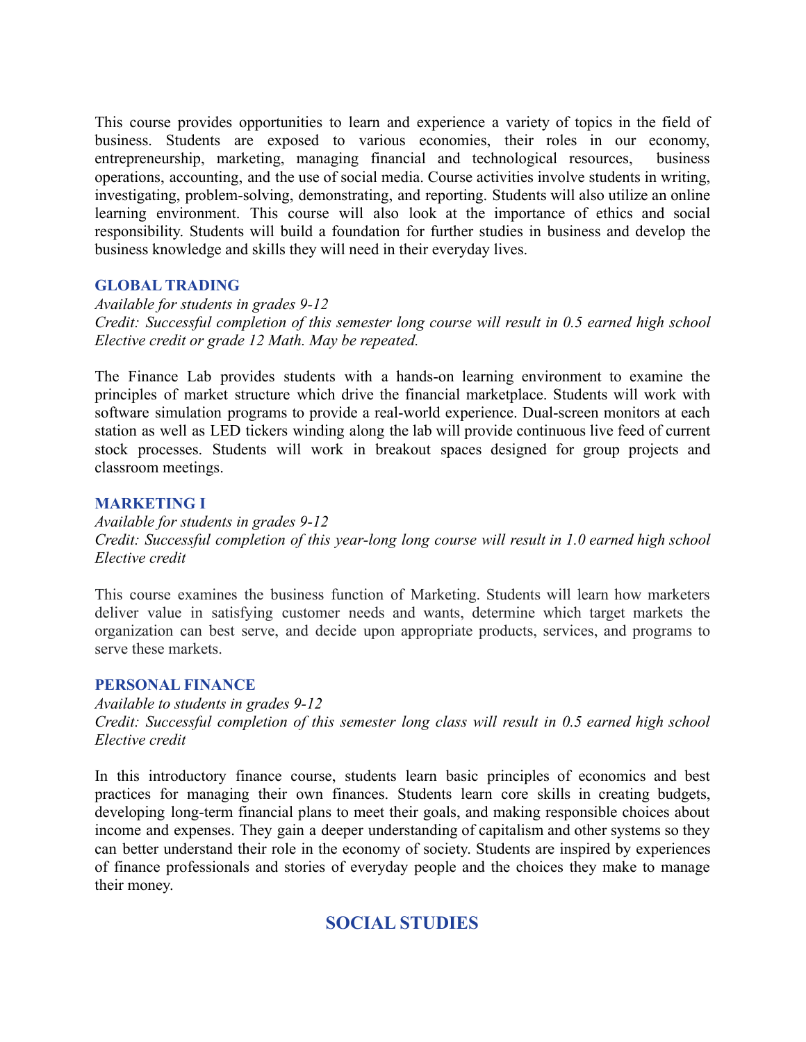This course provides opportunities to learn and experience a variety of topics in the field of business. Students are exposed to various economies, their roles in our economy, entrepreneurship, marketing, managing financial and technological resources, business operations, accounting, and the use of social media. Course activities involve students in writing, investigating, problem-solving, demonstrating, and reporting. Students will also utilize an online learning environment. This course will also look at the importance of ethics and social responsibility. Students will build a foundation for further studies in business and develop the business knowledge and skills they will need in their everyday lives.

### GLOBAL TRADING

*Available for students in grades 9-12*
*Credit: Successful completion of this semester long course will result in 0.5 earned high school Elective credit or grade 12 Math. May be repeated.*

The Finance Lab provides students with a hands-on learning environment to examine the principles of market structure which drive the financial marketplace. Students will work with software simulation programs to provide a real-world experience. Dual-screen monitors at each station as well as LED tickers winding along the lab will provide continuous live feed of current stock processes. Students will work in breakout spaces designed for group projects and classroom meetings.

### MARKETING I

*Available for students in grades 9-12*
*Credit: Successful completion of this year-long long course will result in 1.0 earned high school Elective credit*

This course examines the business function of Marketing. Students will learn how marketers deliver value in satisfying customer needs and wants, determine which target markets the organization can best serve, and decide upon appropriate products, services, and programs to serve these markets.

### PERSONAL FINANCE

*Available to students in grades 9-12*
*Credit: Successful completion of this semester long class will result in 0.5 earned high school Elective credit*

In this introductory finance course, students learn basic principles of economics and best practices for managing their own finances. Students learn core skills in creating budgets, developing long-term financial plans to meet their goals, and making responsible choices about income and expenses. They gain a deeper understanding of capitalism and other systems so they can better understand their role in the economy of society. Students are inspired by experiences of finance professionals and stories of everyday people and the choices they make to manage their money.

## SOCIAL STUDIES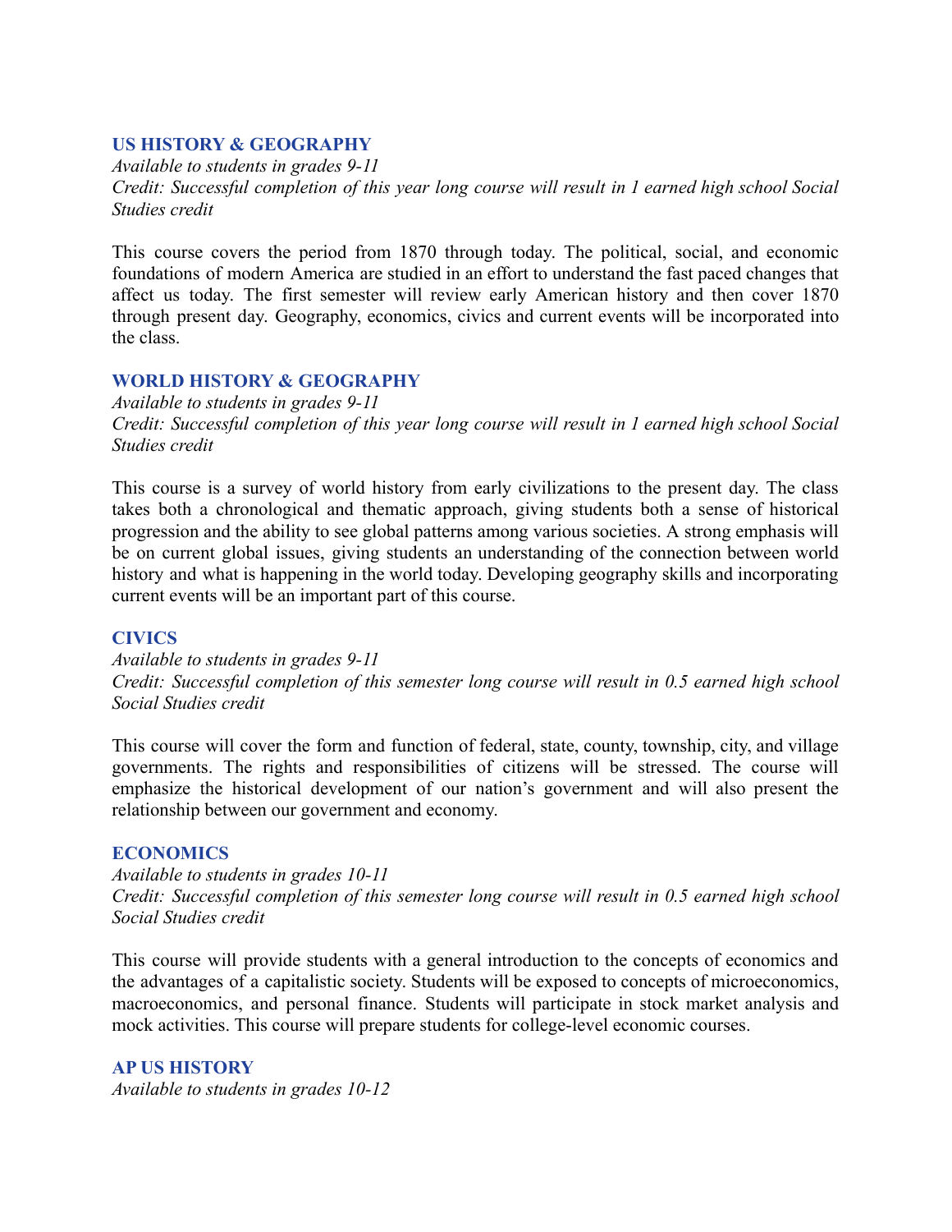### US HISTORY & GEOGRAPHY

*Available to students in grades 9-11*
*Credit: Successful completion of this year long course will result in 1 earned high school Social Studies credit*

This course covers the period from 1870 through today. The political, social, and economic foundations of modern America are studied in an effort to understand the fast paced changes that affect us today. The first semester will review early American history and then cover 1870 through present day. Geography, economics, civics and current events will be incorporated into the class.

### WORLD HISTORY & GEOGRAPHY

*Available to students in grades 9-11*
*Credit: Successful completion of this year long course will result in 1 earned high school Social Studies credit*

This course is a survey of world history from early civilizations to the present day. The class takes both a chronological and thematic approach, giving students both a sense of historical progression and the ability to see global patterns among various societies. A strong emphasis will be on current global issues, giving students an understanding of the connection between world history and what is happening in the world today. Developing geography skills and incorporating current events will be an important part of this course.

### CIVICS

*Available to students in grades 9-11*
*Credit: Successful completion of this semester long course will result in 0.5 earned high school Social Studies credit*

This course will cover the form and function of federal, state, county, township, city, and village governments. The rights and responsibilities of citizens will be stressed. The course will emphasize the historical development of our nation's government and will also present the relationship between our government and economy.

### ECONOMICS

*Available to students in grades 10-11*
*Credit: Successful completion of this semester long course will result in 0.5 earned high school Social Studies credit*

This course will provide students with a general introduction to the concepts of economics and the advantages of a capitalistic society. Students will be exposed to concepts of microeconomics, macroeconomics, and personal finance. Students will participate in stock market analysis and mock activities. This course will prepare students for college-level economic courses.

### AP US HISTORY

*Available to students in grades 10-12*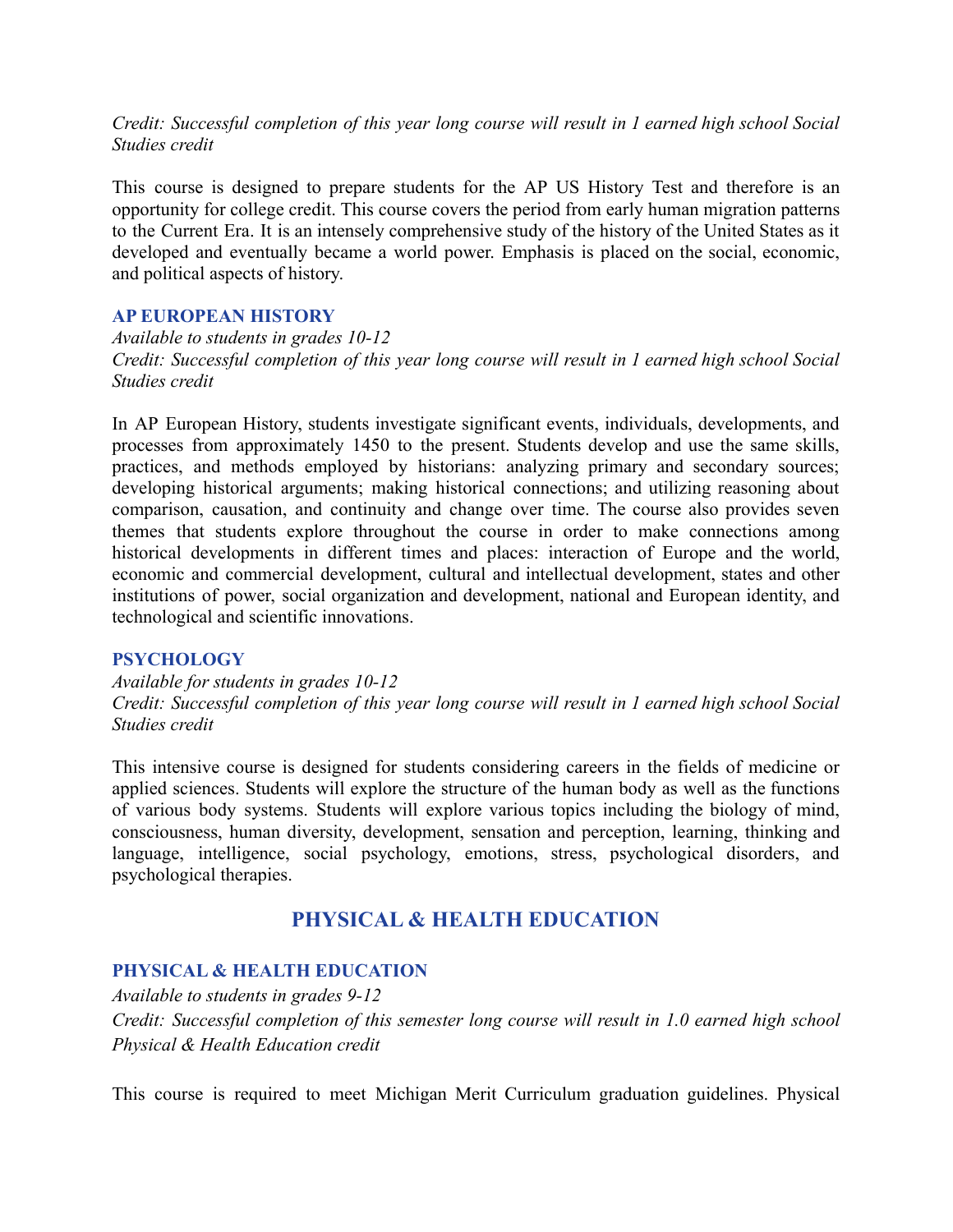*Credit: Successful completion of this year long course will result in 1 earned high school Social Studies credit*

This course is designed to prepare students for the AP US History Test and therefore is an opportunity for college credit. This course covers the period from early human migration patterns to the Current Era. It is an intensely comprehensive study of the history of the United States as it developed and eventually became a world power. Emphasis is placed on the social, economic, and political aspects of history.

### AP EUROPEAN HISTORY

*Available to students in grades 10-12*
*Credit: Successful completion of this year long course will result in 1 earned high school Social Studies credit*

In AP European History, students investigate significant events, individuals, developments, and processes from approximately 1450 to the present. Students develop and use the same skills, practices, and methods employed by historians: analyzing primary and secondary sources; developing historical arguments; making historical connections; and utilizing reasoning about comparison, causation, and continuity and change over time. The course also provides seven themes that students explore throughout the course in order to make connections among historical developments in different times and places: interaction of Europe and the world, economic and commercial development, cultural and intellectual development, states and other institutions of power, social organization and development, national and European identity, and technological and scientific innovations.

### PSYCHOLOGY

*Available for students in grades 10-12*
*Credit: Successful completion of this year long course will result in 1 earned high school Social Studies credit*

This intensive course is designed for students considering careers in the fields of medicine or applied sciences. Students will explore the structure of the human body as well as the functions of various body systems. Students will explore various topics including the biology of mind, consciousness, human diversity, development, sensation and perception, learning, thinking and language, intelligence, social psychology, emotions, stress, psychological disorders, and psychological therapies.

## PHYSICAL & HEALTH EDUCATION

### PHYSICAL & HEALTH EDUCATION

*Available to students in grades 9-12*
*Credit: Successful completion of this semester long course will result in 1.0 earned high school Physical & Health Education credit*

This course is required to meet Michigan Merit Curriculum graduation guidelines. Physical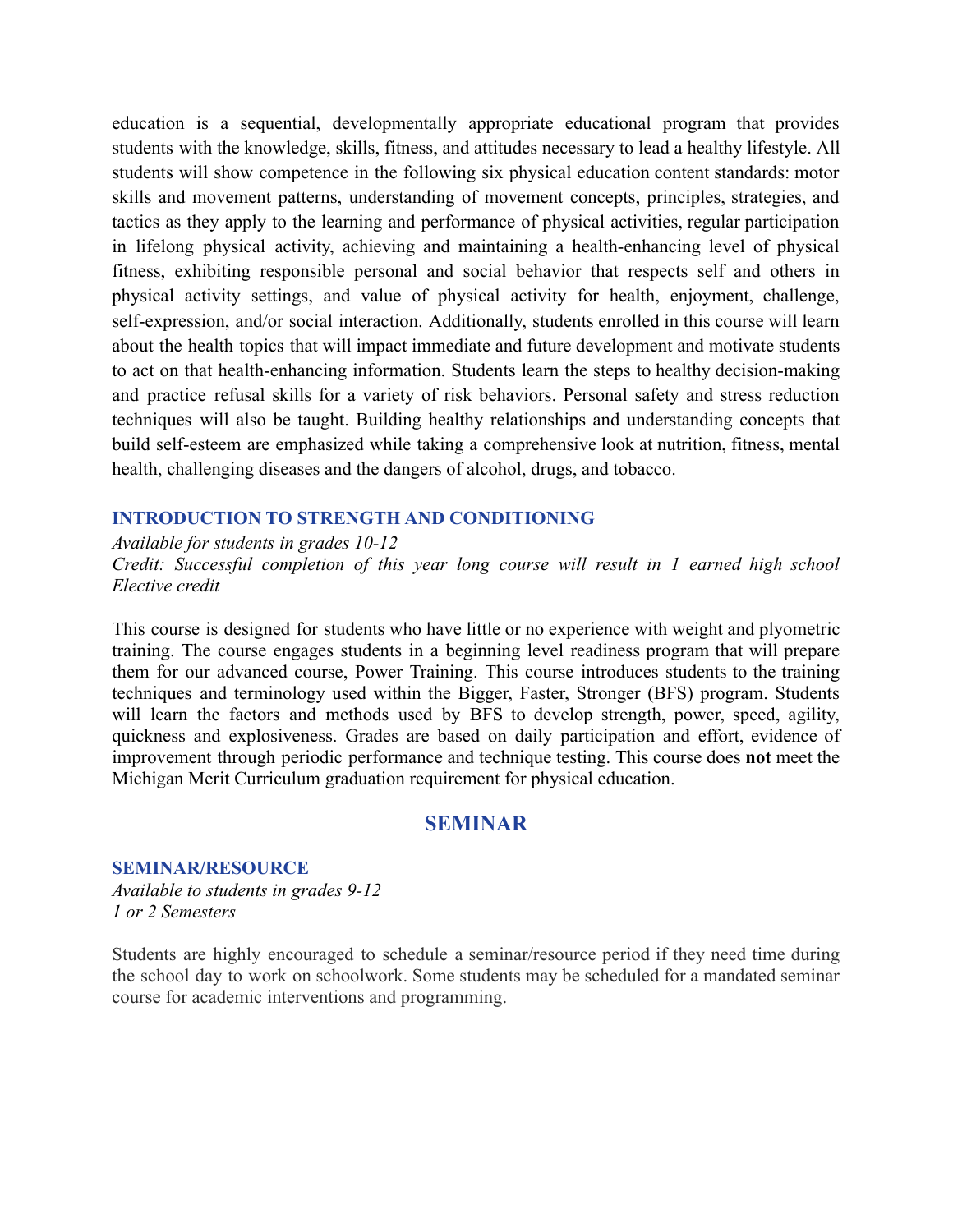education is a sequential, developmentally appropriate educational program that provides students with the knowledge, skills, fitness, and attitudes necessary to lead a healthy lifestyle. All students will show competence in the following six physical education content standards: motor skills and movement patterns, understanding of movement concepts, principles, strategies, and tactics as they apply to the learning and performance of physical activities, regular participation in lifelong physical activity, achieving and maintaining a health-enhancing level of physical fitness, exhibiting responsible personal and social behavior that respects self and others in physical activity settings, and value of physical activity for health, enjoyment, challenge, self-expression, and/or social interaction. Additionally, students enrolled in this course will learn about the health topics that will impact immediate and future development and motivate students to act on that health-enhancing information. Students learn the steps to healthy decision-making and practice refusal skills for a variety of risk behaviors. Personal safety and stress reduction techniques will also be taught. Building healthy relationships and understanding concepts that build self-esteem are emphasized while taking a comprehensive look at nutrition, fitness, mental health, challenging diseases and the dangers of alcohol, drugs, and tobacco.

### INTRODUCTION TO STRENGTH AND CONDITIONING

*Available for students in grades 10-12*
*Credit: Successful completion of this year long course will result in 1 earned high school Elective credit*

This course is designed for students who have little or no experience with weight and plyometric training. The course engages students in a beginning level readiness program that will prepare them for our advanced course, Power Training. This course introduces students to the training techniques and terminology used within the Bigger, Faster, Stronger (BFS) program. Students will learn the factors and methods used by BFS to develop strength, power, speed, agility, quickness and explosiveness. Grades are based on daily participation and effort, evidence of improvement through periodic performance and technique testing. This course does **not** meet the Michigan Merit Curriculum graduation requirement for physical education.

## SEMINAR

### SEMINAR/RESOURCE

*Available to students in grades 9-12*
*1 or 2 Semesters*

Students are highly encouraged to schedule a seminar/resource period if they need time during the school day to work on schoolwork. Some students may be scheduled for a mandated seminar course for academic interventions and programming.